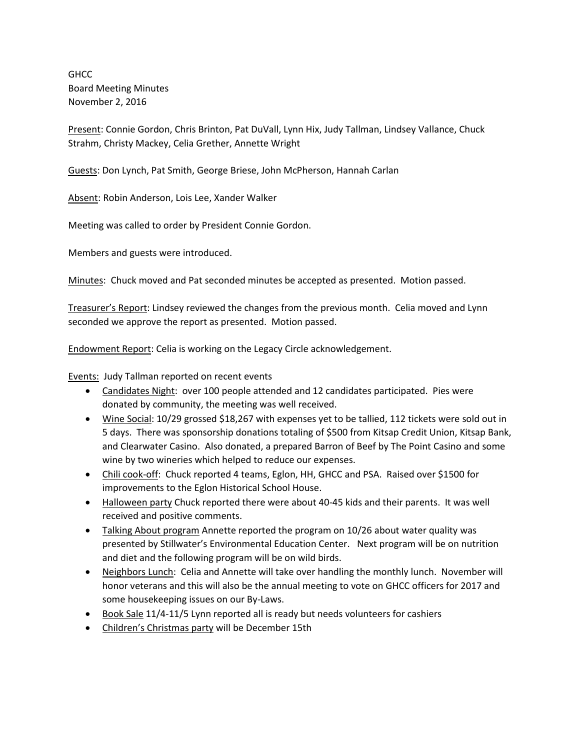GHCC
Board Meeting Minutes
November 2, 2016

<u>Present</u>: Connie Gordon, Chris Brinton, Pat DuVall, Lynn Hix, Judy Tallman, Lindsey Vallance, Chuck Strahm, Christy Mackey, Celia Grether, Annette Wright

<u>Guests</u>: Don Lynch, Pat Smith, George Briese, John McPherson, Hannah Carlan

<u>Absent</u>: Robin Anderson, Lois Lee, Xander Walker

Meeting was called to order by President Connie Gordon.

Members and guests were introduced.

<u>Minutes</u>: Chuck moved and Pat seconded minutes be accepted as presented. Motion passed.

<u>Treasurer's Report</u>: Lindsey reviewed the changes from the previous month. Celia moved and Lynn seconded we approve the report as presented. Motion passed.

<u>Endowment Report</u>: Celia is working on the Legacy Circle acknowledgement.

<u>Events:</u> Judy Tallman reported on recent events

- <u>Candidates Night</u>: over 100 people attended and 12 candidates participated. Pies were donated by community, the meeting was well received.
- <u>Wine Social</u>: 10/29 grossed $18,267 with expenses yet to be tallied, 112 tickets were sold out in 5 days. There was sponsorship donations totaling of $500 from Kitsap Credit Union, Kitsap Bank, and Clearwater Casino. Also donated, a prepared Barron of Beef by The Point Casino and some wine by two wineries which helped to reduce our expenses.
- <u>Chili cook-off</u>: Chuck reported 4 teams, Eglon, HH, GHCC and PSA. Raised over $1500 for improvements to the Eglon Historical School House.
- <u>Halloween party</u> Chuck reported there were about 40-45 kids and their parents. It was well received and positive comments.
- <u>Talking About program</u> Annette reported the program on 10/26 about water quality was presented by Stillwater's Environmental Education Center. Next program will be on nutrition and diet and the following program will be on wild birds.
- <u>Neighbors Lunch</u>: Celia and Annette will take over handling the monthly lunch. November will honor veterans and this will also be the annual meeting to vote on GHCC officers for 2017 and some housekeeping issues on our By-Laws.
- <u>Book Sale</u> 11/4-11/5 Lynn reported all is ready but needs volunteers for cashiers
- <u>Children's Christmas party</u> will be December 15th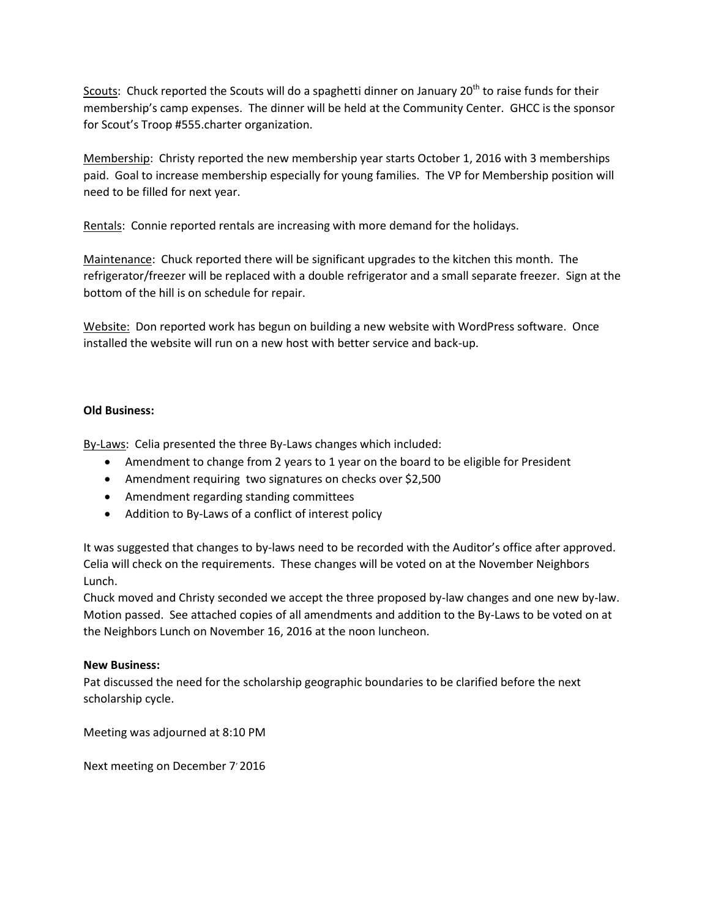Scouts: Chuck reported the Scouts will do a spaghetti dinner on January 20th to raise funds for their membership's camp expenses. The dinner will be held at the Community Center. GHCC is the sponsor for Scout's Troop #555.charter organization.

Membership: Christy reported the new membership year starts October 1, 2016 with 3 memberships paid. Goal to increase membership especially for young families. The VP for Membership position will need to be filled for next year.

Rentals: Connie reported rentals are increasing with more demand for the holidays.

Maintenance: Chuck reported there will be significant upgrades to the kitchen this month. The refrigerator/freezer will be replaced with a double refrigerator and a small separate freezer. Sign at the bottom of the hill is on schedule for repair.

Website: Don reported work has begun on building a new website with WordPress software. Once installed the website will run on a new host with better service and back-up.

**Old Business:**

By-Laws: Celia presented the three By-Laws changes which included:

- Amendment to change from 2 years to 1 year on the board to be eligible for President
- Amendment requiring two signatures on checks over $2,500
- Amendment regarding standing committees
- Addition to By-Laws of a conflict of interest policy

It was suggested that changes to by-laws need to be recorded with the Auditor's office after approved. Celia will check on the requirements. These changes will be voted on at the November Neighbors Lunch.

Chuck moved and Christy seconded we accept the three proposed by-law changes and one new by-law. Motion passed. See attached copies of all amendments and addition to the By-Laws to be voted on at the Neighbors Lunch on November 16, 2016 at the noon luncheon.

**New Business:**

Pat discussed the need for the scholarship geographic boundaries to be clarified before the next scholarship cycle.

Meeting was adjourned at 8:10 PM

Next meeting on December 7, 2016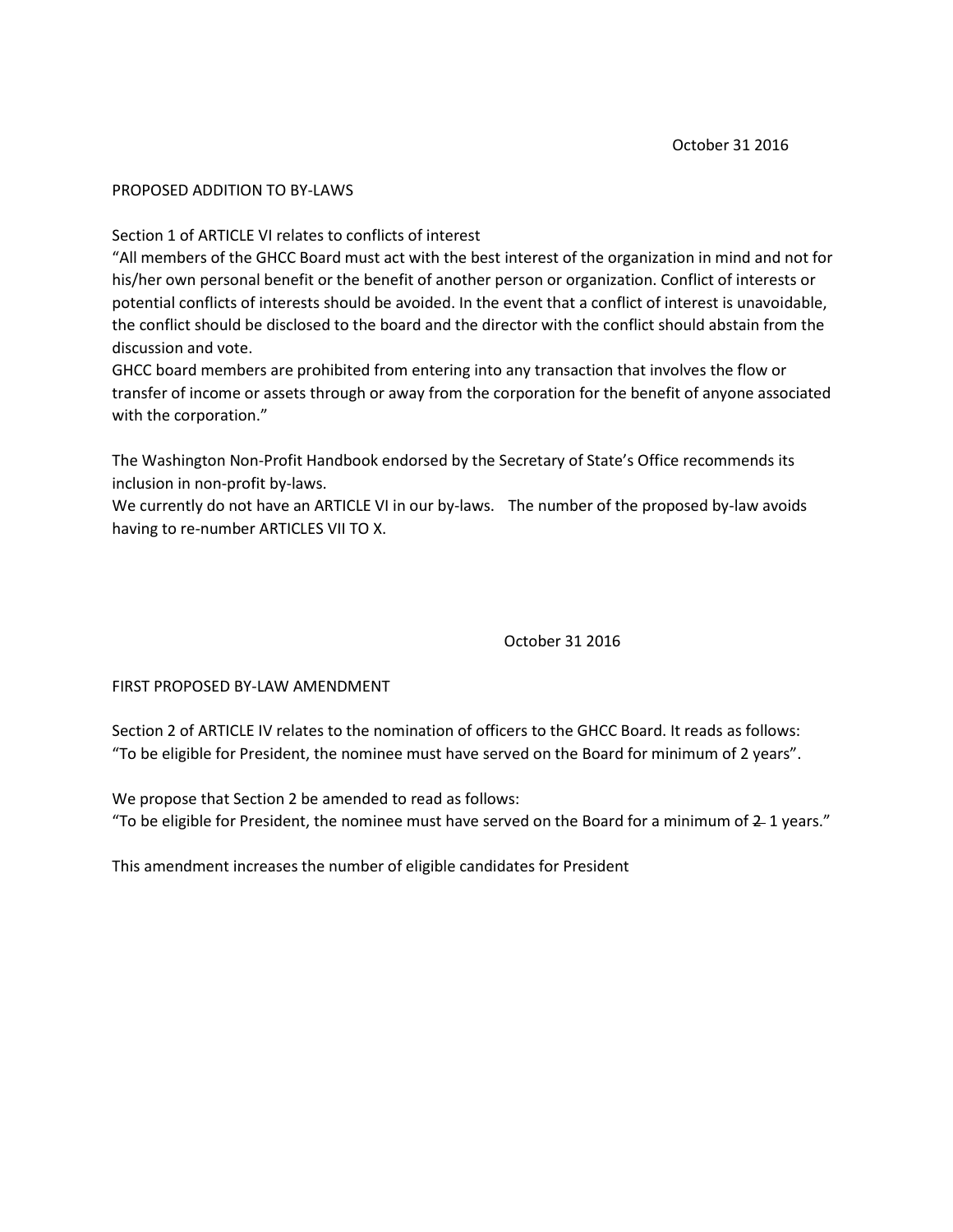October 31 2016

PROPOSED ADDITION TO BY-LAWS

Section 1 of ARTICLE VI relates to conflicts of interest

"All members of the GHCC Board must act with the best interest of the organization in mind and not for his/her own personal benefit or the benefit of another person or organization. Conflict of interests or potential conflicts of interests should be avoided. In the event that a conflict of interest is unavoidable, the conflict should be disclosed to the board and the director with the conflict should abstain from the discussion and vote.

GHCC board members are prohibited from entering into any transaction that involves the flow or transfer of income or assets through or away from the corporation for the benefit of anyone associated with the corporation."

The Washington Non-Profit Handbook endorsed by the Secretary of State's Office recommends its inclusion in non-profit by-laws.

We currently do not have an ARTICLE VI in our by-laws. The number of the proposed by-law avoids having to re-number ARTICLES VII TO X.

October 31 2016

FIRST PROPOSED BY-LAW AMENDMENT

Section 2 of ARTICLE IV relates to the nomination of officers to the GHCC Board. It reads as follows:
"To be eligible for President, the nominee must have served on the Board for minimum of 2 years".

We propose that Section 2 be amended to read as follows:
"To be eligible for President, the nominee must have served on the Board for a minimum of ~~2~~ 1 years."

This amendment increases the number of eligible candidates for President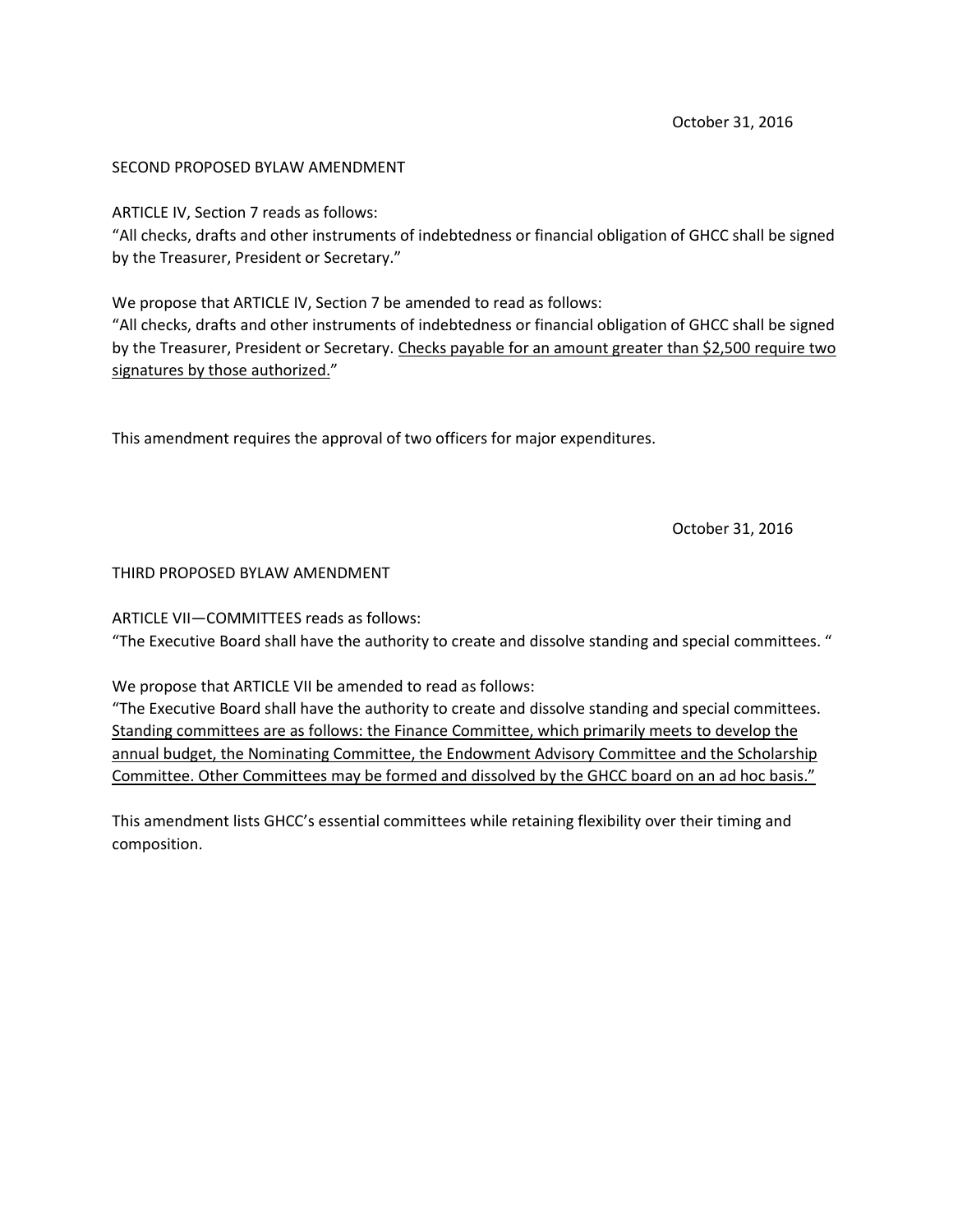October 31, 2016

SECOND PROPOSED BYLAW AMENDMENT

ARTICLE IV, Section 7 reads as follows:
"All checks, drafts and other instruments of indebtedness or financial obligation of GHCC shall be signed by the Treasurer, President or Secretary."

We propose that ARTICLE IV, Section 7 be amended to read as follows:
"All checks, drafts and other instruments of indebtedness or financial obligation of GHCC shall be signed by the Treasurer, President or Secretary. <u>Checks payable for an amount greater than $2,500 require two signatures by those authorized.</u>"

This amendment requires the approval of two officers for major expenditures.

October 31, 2016

THIRD PROPOSED BYLAW AMENDMENT

ARTICLE VII—COMMITTEES reads as follows:
"The Executive Board shall have the authority to create and dissolve standing and special committees. "

We propose that ARTICLE VII be amended to read as follows:
"The Executive Board shall have the authority to create and dissolve standing and special committees. <u>Standing committees are as follows: the Finance Committee, which primarily meets to develop the annual budget, the Nominating Committee, the Endowment Advisory Committee and the Scholarship Committee. Other Committees may be formed and dissolved by the GHCC board on an ad hoc basis."</u>

This amendment lists GHCC's essential committees while retaining flexibility over their timing and composition.